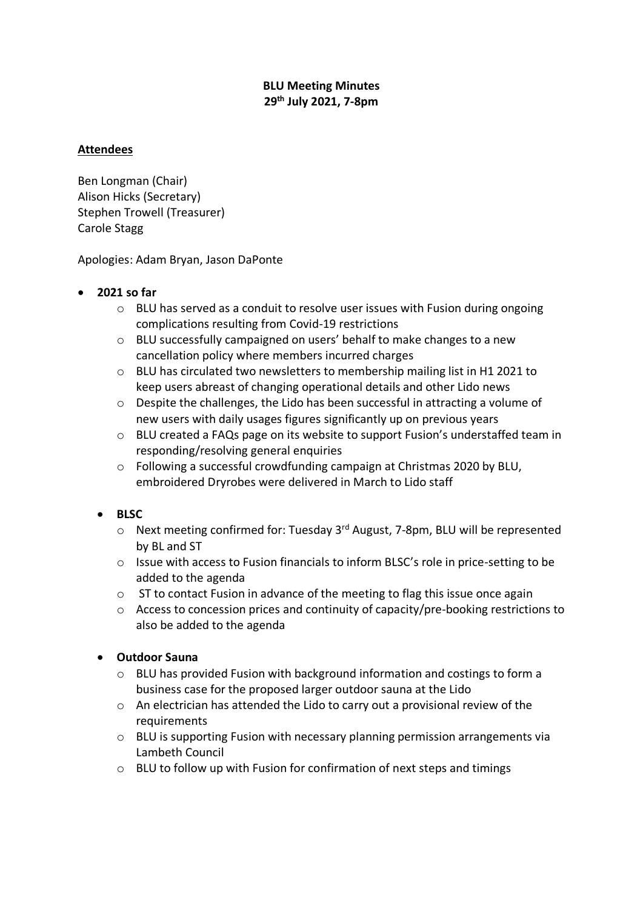**BLU Meeting Minutes**
**29th July 2021, 7-8pm**

**Attendees**

Ben Longman (Chair)
Alison Hicks (Secretary)
Stephen Trowell (Treasurer)
Carole Stagg

Apologies: Adam Bryan, Jason DaPonte

- **2021 so far**
  - BLU has served as a conduit to resolve user issues with Fusion during ongoing complications resulting from Covid-19 restrictions
  - BLU successfully campaigned on users' behalf to make changes to a new cancellation policy where members incurred charges
  - BLU has circulated two newsletters to membership mailing list in H1 2021 to keep users abreast of changing operational details and other Lido news
  - Despite the challenges, the Lido has been successful in attracting a volume of new users with daily usages figures significantly up on previous years
  - BLU created a FAQs page on its website to support Fusion's understaffed team in responding/resolving general enquiries
  - Following a successful crowdfunding campaign at Christmas 2020 by BLU, embroidered Dryrobes were delivered in March to Lido staff

- **BLSC**
  - Next meeting confirmed for: Tuesday 3rd August, 7-8pm, BLU will be represented by BL and ST
  - Issue with access to Fusion financials to inform BLSC's role in price-setting to be added to the agenda
  - ST to contact Fusion in advance of the meeting to flag this issue once again
  - Access to concession prices and continuity of capacity/pre-booking restrictions to also be added to the agenda

- **Outdoor Sauna**
  - BLU has provided Fusion with background information and costings to form a business case for the proposed larger outdoor sauna at the Lido
  - An electrician has attended the Lido to carry out a provisional review of the requirements
  - BLU is supporting Fusion with necessary planning permission arrangements via Lambeth Council
  - BLU to follow up with Fusion for confirmation of next steps and timings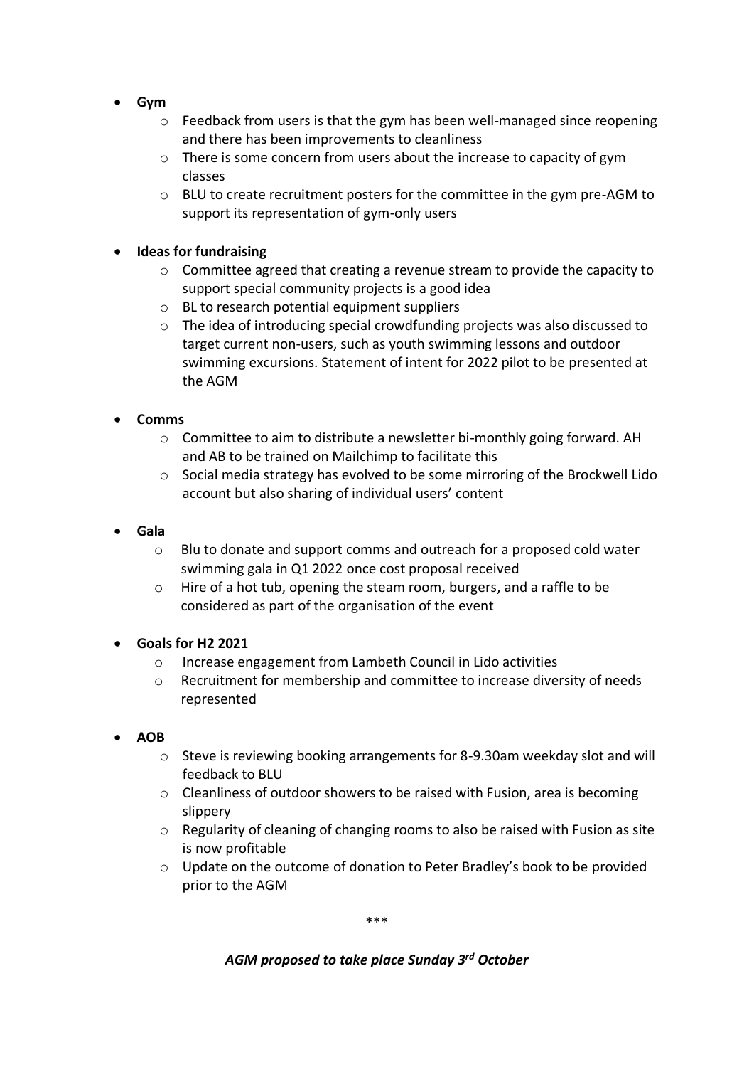- **Gym**
  - Feedback from users is that the gym has been well-managed since reopening and there has been improvements to cleanliness
  - There is some concern from users about the increase to capacity of gym classes
  - BLU to create recruitment posters for the committee in the gym pre-AGM to support its representation of gym-only users

- **Ideas for fundraising**
  - Committee agreed that creating a revenue stream to provide the capacity to support special community projects is a good idea
  - BL to research potential equipment suppliers
  - The idea of introducing special crowdfunding projects was also discussed to target current non-users, such as youth swimming lessons and outdoor swimming excursions. Statement of intent for 2022 pilot to be presented at the AGM

- **Comms**
  - Committee to aim to distribute a newsletter bi-monthly going forward. AH and AB to be trained on Mailchimp to facilitate this
  - Social media strategy has evolved to be some mirroring of the Brockwell Lido account but also sharing of individual users' content

- **Gala**
  - Blu to donate and support comms and outreach for a proposed cold water swimming gala in Q1 2022 once cost proposal received
  - Hire of a hot tub, opening the steam room, burgers, and a raffle to be considered as part of the organisation of the event

- **Goals for H2 2021**
  - Increase engagement from Lambeth Council in Lido activities
  - Recruitment for membership and committee to increase diversity of needs represented

- **AOB**
  - Steve is reviewing booking arrangements for 8-9.30am weekday slot and will feedback to BLU
  - Cleanliness of outdoor showers to be raised with Fusion, area is becoming slippery
  - Regularity of cleaning of changing rooms to also be raised with Fusion as site is now profitable
  - Update on the outcome of donation to Peter Bradley's book to be provided prior to the AGM

\*\*\*

***AGM proposed to take place Sunday 3rd October***